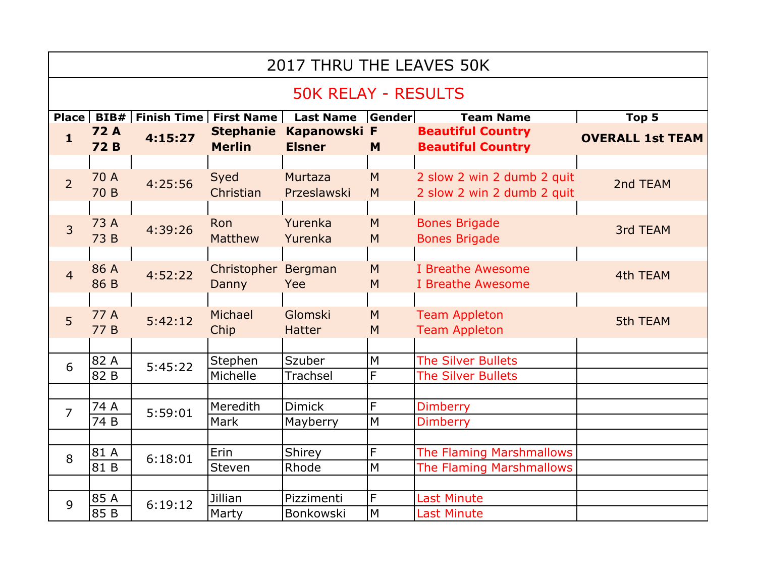# 2017 THRU THE LEAVES 50K

## 50K RELAY - RESULTS

| Place | BIB# | Finish Time | First Name | Last Name | Gender | Team Name | Top 5 |
|---|---|---|---|---|---|---|---|
| **1** | **72 A** | **4:15:27** | **Stephanie** | **Kapanowski** | **F** | **Beautiful Country** | **OVERALL 1st TEAM** |
| | **72 B** | | **Merlin** | **Elsner** | **M** | **Beautiful Country** | |
| 2 | 70 A | 4:25:56 | Syed | Murtaza | M | 2 slow 2 win 2 dumb 2 quit | 2nd TEAM |
| | 70 B | | Christian | Przeslawski | M | 2 slow 2 win 2 dumb 2 quit | |
| 3 | 73 A | 4:39:26 | Ron | Yurenka | M | Bones Brigade | 3rd TEAM |
| | 73 B | | Matthew | Yurenka | M | Bones Brigade | |
| 4 | 86 A | 4:52:22 | Christopher | Bergman | M | I Breathe Awesome | 4th TEAM |
| | 86 B | | Danny | Yee | M | I Breathe Awesome | |
| 5 | 77 A | 5:42:12 | Michael | Glomski | M | Team Appleton | 5th TEAM |
| | 77 B | | Chip | Hatter | M | Team Appleton | |
| 6 | 82 A | 5:45:22 | Stephen | Szuber | M | The Silver Bullets | |
| | 82 B | | Michelle | Trachsel | F | The Silver Bullets | |
| 7 | 74 A | 5:59:01 | Meredith | Dimick | F | Dimberry | |
| | 74 B | | Mark | Mayberry | M | Dimberry | |
| 8 | 81 A | 6:18:01 | Erin | Shirey | F | The Flaming Marshmallows | |
| | 81 B | | Steven | Rhode | M | The Flaming Marshmallows | |
| 9 | 85 A | 6:19:12 | Jillian | Pizzimenti | F | Last Minute | |
| | 85 B | | Marty | Bonkowski | M | Last Minute | |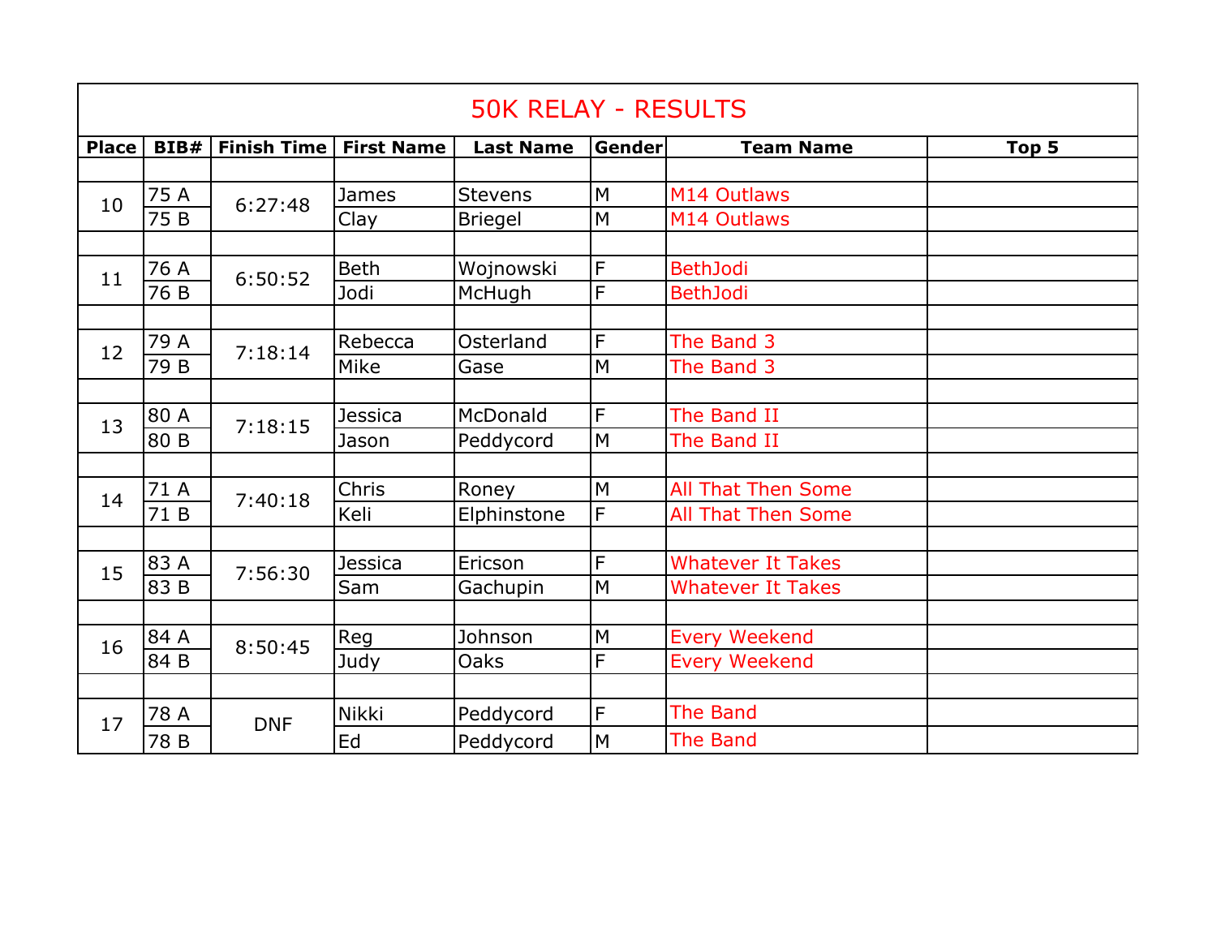# 50K RELAY - RESULTS

| Place | BIB# | Finish Time | First Name | Last Name | Gender | Team Name | Top 5 |
|---|---|---|---|---|---|---|---|
| | | | | | | | |
| 10 | 75 A | 6:27:48 | James | Stevens | M | M14 Outlaws | |
| | 75 B | | Clay | Briegel | M | M14 Outlaws | |
| | | | | | | | |
| 11 | 76 A | 6:50:52 | Beth | Wojnowski | F | BethJodi | |
| | 76 B | | Jodi | McHugh | F | BethJodi | |
| | | | | | | | |
| 12 | 79 A | 7:18:14 | Rebecca | Osterland | F | The Band 3 | |
| | 79 B | | Mike | Gase | M | The Band 3 | |
| | | | | | | | |
| 13 | 80 A | 7:18:15 | Jessica | McDonald | F | The Band II | |
| | 80 B | | Jason | Peddycord | M | The Band II | |
| | | | | | | | |
| 14 | 71 A | 7:40:18 | Chris | Roney | M | All That Then Some | |
| | 71 B | | Keli | Elphinstone | F | All That Then Some | |
| | | | | | | | |
| 15 | 83 A | 7:56:30 | Jessica | Ericson | F | Whatever It Takes | |
| | 83 B | | Sam | Gachupin | M | Whatever It Takes | |
| | | | | | | | |
| 16 | 84 A | 8:50:45 | Reg | Johnson | M | Every Weekend | |
| | 84 B | | Judy | Oaks | F | Every Weekend | |
| | | | | | | | |
| 17 | 78 A | DNF | Nikki | Peddycord | F | The Band | |
| | 78 B | | Ed | Peddycord | M | The Band | |